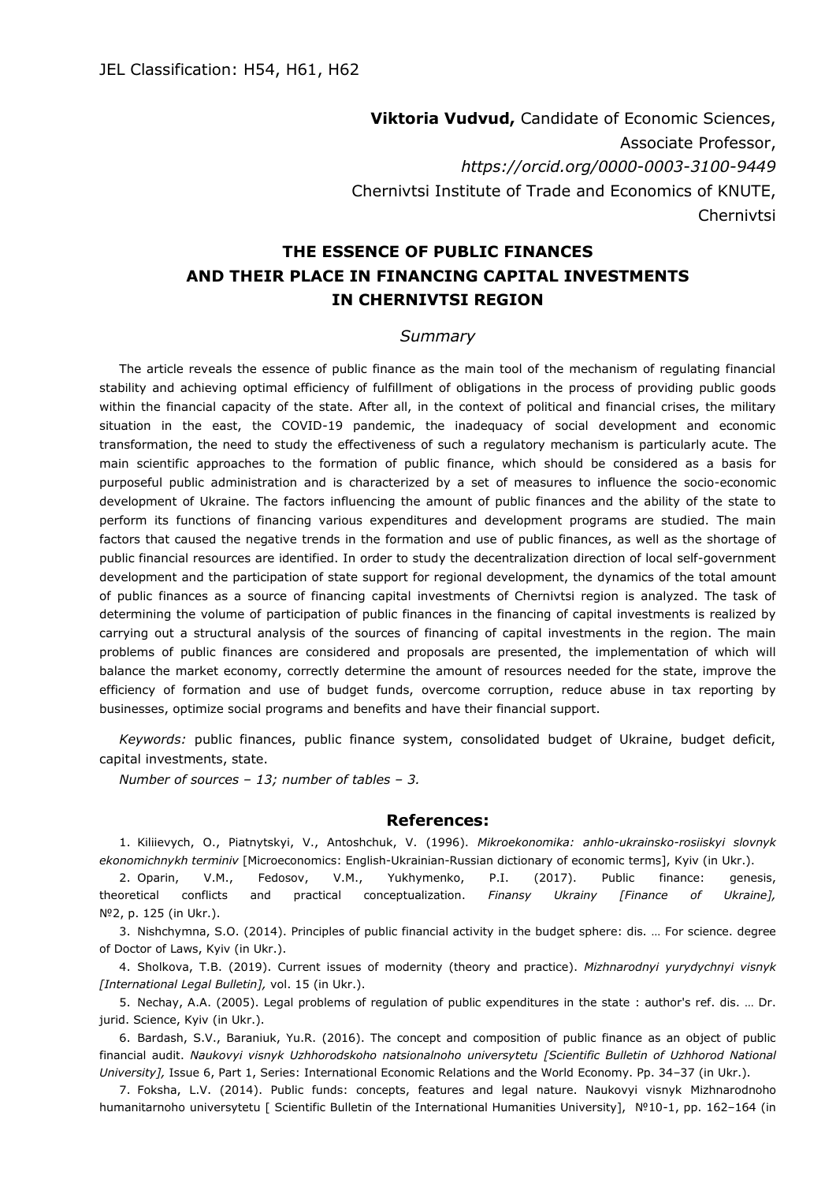JEL Classification: H54, H61, H62

**Viktoria Vudvud,** Candidate of Economic Sciences,
Associate Professor,
*https://orcid.org/0000-0003-3100-9449*
Chernivtsi Institute of Trade and Economics of KNUTE,
Chernivtsi

# THE ESSENCE OF PUBLIC FINANCES AND THEIR PLACE IN FINANCING CAPITAL INVESTMENTS IN CHERNIVTSI REGION

## *Summary*

The article reveals the essence of public finance as the main tool of the mechanism of regulating financial stability and achieving optimal efficiency of fulfillment of obligations in the process of providing public goods within the financial capacity of the state. After all, in the context of political and financial crises, the military situation in the east, the COVID-19 pandemic, the inadequacy of social development and economic transformation, the need to study the effectiveness of such a regulatory mechanism is particularly acute. The main scientific approaches to the formation of public finance, which should be considered as a basis for purposeful public administration and is characterized by a set of measures to influence the socio-economic development of Ukraine. The factors influencing the amount of public finances and the ability of the state to perform its functions of financing various expenditures and development programs are studied. The main factors that caused the negative trends in the formation and use of public finances, as well as the shortage of public financial resources are identified. In order to study the decentralization direction of local self-government development and the participation of state support for regional development, the dynamics of the total amount of public finances as a source of financing capital investments of Chernivtsi region is analyzed. The task of determining the volume of participation of public finances in the financing of capital investments is realized by carrying out a structural analysis of the sources of financing of capital investments in the region. The main problems of public finances are considered and proposals are presented, the implementation of which will balance the market economy, correctly determine the amount of resources needed for the state, improve the efficiency of formation and use of budget funds, overcome corruption, reduce abuse in tax reporting by businesses, optimize social programs and benefits and have their financial support.

*Keywords:* public finances, public finance system, consolidated budget of Ukraine, budget deficit, capital investments, state.

*Number of sources – 13; number of tables – 3.*

## References:

1. Kiliievych, O., Piatnytskyi, V., Antoshchuk, V. (1996). *Mikroekonomika: anhlo-ukrainsko-rosiiskyi slovnyk ekonomichnykh terminiv* [Microeconomics: English-Ukrainian-Russian dictionary of economic terms], Kyiv (in Ukr.).

2. Oparin, V.M., Fedosov, V.M., Yukhymenko, P.I. (2017). Public finance: genesis, theoretical conflicts and practical conceptualization. *Finansy Ukrainy [Finance of Ukraine],* №2, p. 125 (in Ukr.).

3. Nishchymna, S.O. (2014). Principles of public financial activity in the budget sphere: dis. … For science. degree of Doctor of Laws, Kyiv (in Ukr.).

4. Sholkova, T.B. (2019). Current issues of modernity (theory and practice). *Mizhnarodnyi yurydychnyi visnyk [International Legal Bulletin],* vol. 15 (in Ukr.).

5. Nechay, A.A. (2005). Legal problems of regulation of public expenditures in the state : author's ref. dis. … Dr. jurid. Science, Kyiv (in Ukr.).

6. Bardash, S.V., Baraniuk, Yu.R. (2016). The concept and composition of public finance as an object of public financial audit. *Naukovyi visnyk Uzhhorodskoho natsionalnoho universytetu [Scientific Bulletin of Uzhhorod National University],* Issue 6, Part 1, Series: International Economic Relations and the World Economy. Pp. 34–37 (in Ukr.).

7. Foksha, L.V. (2014). Public funds: concepts, features and legal nature. Naukovyi visnyk Mizhnarodnoho humanitarnoho universytetu [ Scientific Bulletin of the International Humanities University], №10-1, pp. 162–164 (in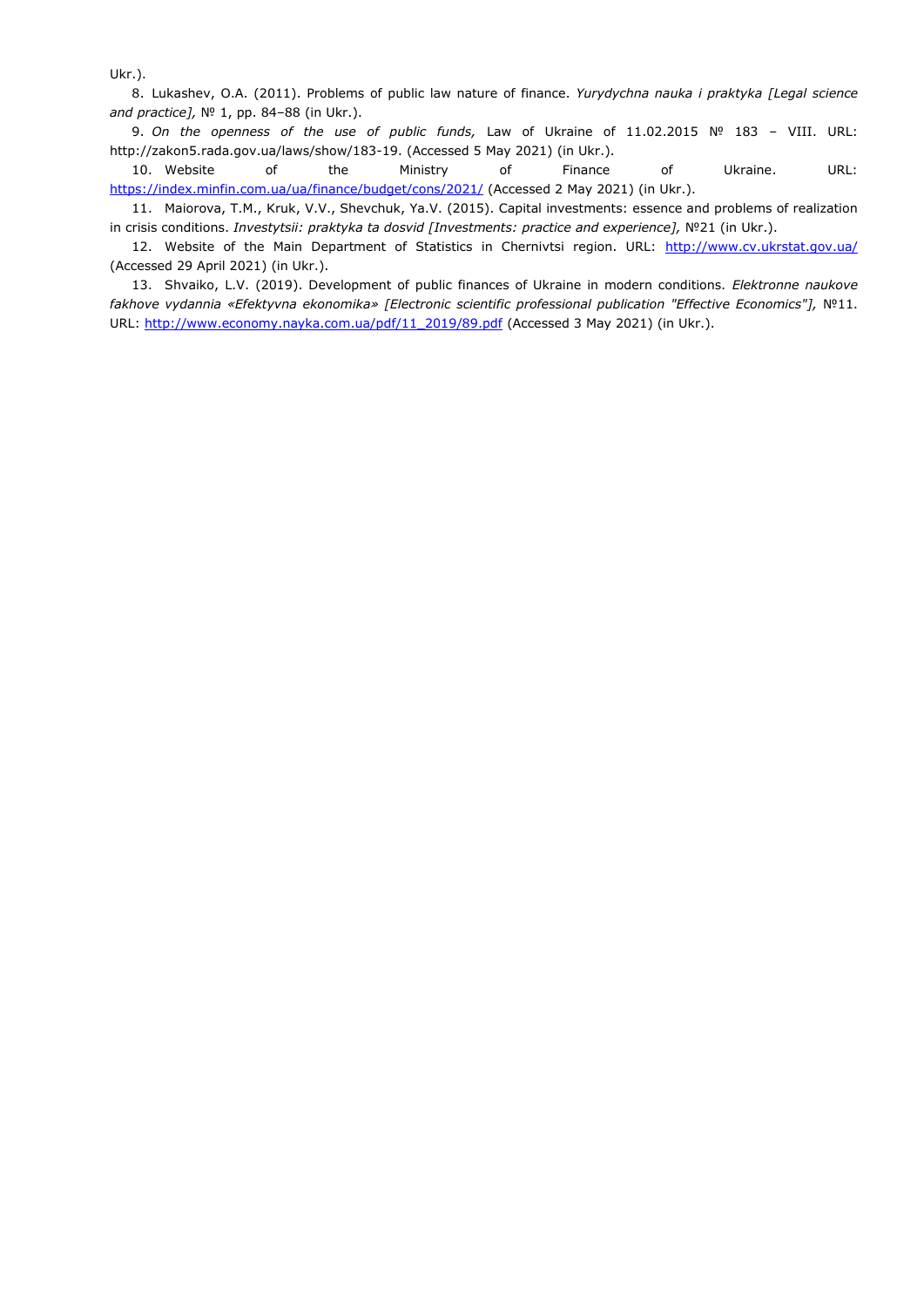Ukr.).

8. Lukashev, O.A. (2011). Problems of public law nature of finance. *Yurydychna nauka i praktyka [Legal science and practice],* № 1, pp. 84–88 (in Ukr.).

9. *On the openness of the use of public funds,* Law of Ukraine of 11.02.2015 № 183 – VIII. URL: http://zakon5.rada.gov.ua/laws/show/183-19. (Accessed 5 May 2021) (in Ukr.).

10. Website of the Ministry of Finance of Ukraine. URL: https://index.minfin.com.ua/ua/finance/budget/cons/2021/ (Accessed 2 May 2021) (in Ukr.).

11. Maiorova, T.M., Kruk, V.V., Shevchuk, Ya.V. (2015). Capital investments: essence and problems of realization in crisis conditions. *Investytsii: praktyka ta dosvid [Investments: practice and experience],* №21 (in Ukr.).

12. Website of the Main Department of Statistics in Chernivtsi region. URL: http://www.cv.ukrstat.gov.ua/ (Accessed 29 April 2021) (in Ukr.).

13. Shvaiko, L.V. (2019). Development of public finances of Ukraine in modern conditions. *Elektronne naukove fakhove vydannia «Efektyvna ekonomika» [Electronic scientific professional publication "Effective Economics"],* №11. URL: http://www.economy.nayka.com.ua/pdf/11_2019/89.pdf (Accessed 3 May 2021) (in Ukr.).